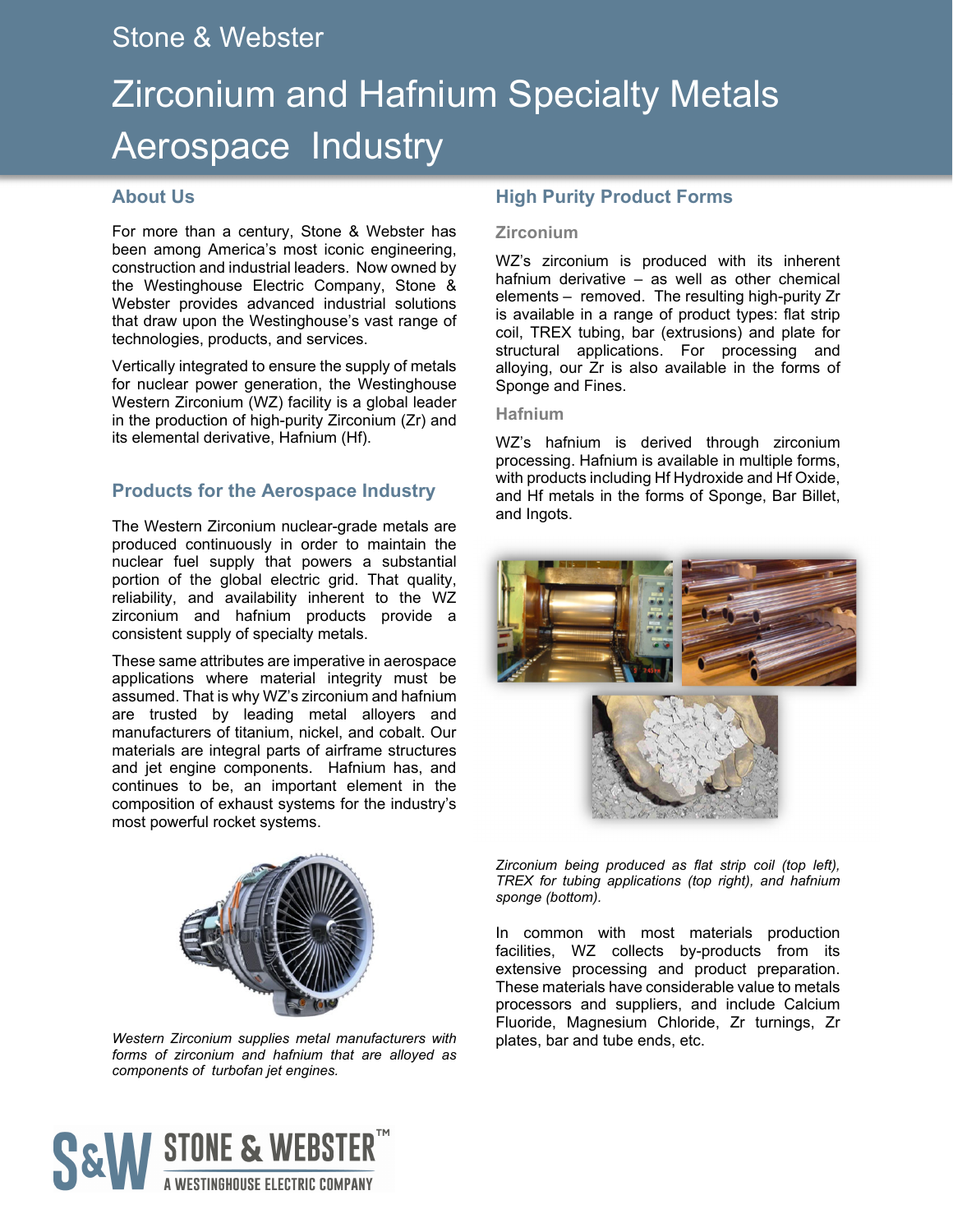Stone & Webster

# Zirconium and Hafnium Specialty Metals Aerospace Industry

## About Us

For more than a century, Stone & Webster has been among America's most iconic engineering, construction and industrial leaders. Now owned by the Westinghouse Electric Company, Stone & Webster provides advanced industrial solutions that draw upon the Westinghouse's vast range of technologies, products, and services.

Vertically integrated to ensure the supply of metals for nuclear power generation, the Westinghouse Western Zirconium (WZ) facility is a global leader in the production of high-purity Zirconium (Zr) and its elemental derivative, Hafnium (Hf).

## Products for the Aerospace Industry

The Western Zirconium nuclear-grade metals are produced continuously in order to maintain the nuclear fuel supply that powers a substantial portion of the global electric grid. That quality, reliability, and availability inherent to the WZ zirconium and hafnium products provide a consistent supply of specialty metals.

These same attributes are imperative in aerospace applications where material integrity must be assumed. That is why WZ's zirconium and hafnium are trusted by leading metal alloyers and manufacturers of titanium, nickel, and cobalt. Our materials are integral parts of airframe structures and jet engine components. Hafnium has, and continues to be, an important element in the composition of exhaust systems for the industry's most powerful rocket systems.

*Western Zirconium supplies metal manufacturers with forms of zirconium and hafnium that are alloyed as components of turbofan jet engines.*

## High Purity Product Forms

### Zirconium

WZ's zirconium is produced with its inherent hafnium derivative – as well as other chemical elements – removed. The resulting high-purity Zr is available in a range of product types: flat strip coil, TREX tubing, bar (extrusions) and plate for structural applications. For processing and alloying, our Zr is also available in the forms of Sponge and Fines.

### Hafnium

WZ's hafnium is derived through zirconium processing. Hafnium is available in multiple forms, with products including Hf Hydroxide and Hf Oxide, and Hf metals in the forms of Sponge, Bar Billet, and Ingots.

*Zirconium being produced as flat strip coil (top left), TREX for tubing applications (top right), and hafnium sponge (bottom).*

In common with most materials production facilities, WZ collects by-products from its extensive processing and product preparation. These materials have considerable value to metals processors and suppliers, and include Calcium Fluoride, Magnesium Chloride, Zr turnings, Zr plates, bar and tube ends, etc.

S&W STONE & WEBSTER™
A WESTINGHOUSE ELECTRIC COMPANY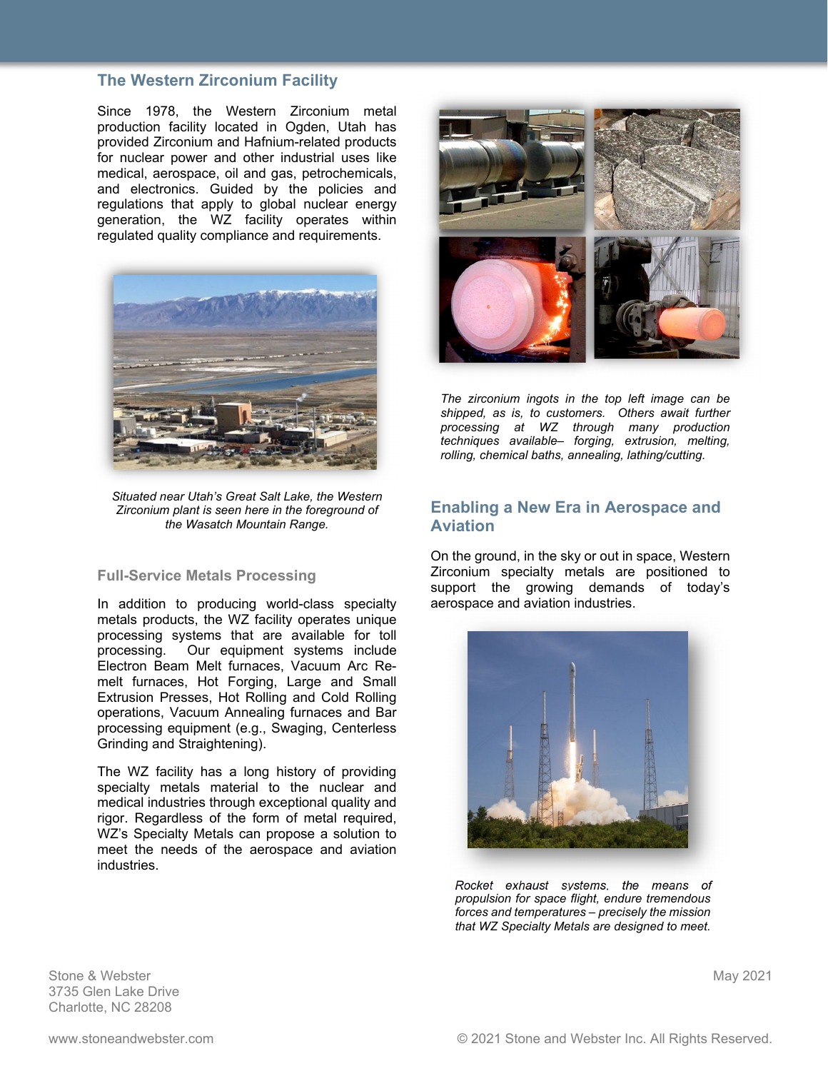## The Western Zirconium Facility

Since 1978, the Western Zirconium metal production facility located in Ogden, Utah has provided Zirconium and Hafnium-related products for nuclear power and other industrial uses like medical, aerospace, oil and gas, petrochemicals, and electronics. Guided by the policies and regulations that apply to global nuclear energy generation, the WZ facility operates within regulated quality compliance and requirements.

*Situated near Utah's Great Salt Lake, the Western Zirconium plant is seen here in the foreground of the Wasatch Mountain Range.*

### Full-Service Metals Processing

In addition to producing world-class specialty metals products, the WZ facility operates unique processing systems that are available for toll processing. Our equipment systems include Electron Beam Melt furnaces, Vacuum Arc Re-melt furnaces, Hot Forging, Large and Small Extrusion Presses, Hot Rolling and Cold Rolling operations, Vacuum Annealing furnaces and Bar processing equipment (e.g., Swaging, Centerless Grinding and Straightening).

The WZ facility has a long history of providing specialty metals material to the nuclear and medical industries through exceptional quality and rigor. Regardless of the form of metal required, WZ's Specialty Metals can propose a solution to meet the needs of the aerospace and aviation industries.

*The zirconium ingots in the top left image can be shipped, as is, to customers. Others await further processing at WZ through many production techniques available– forging, extrusion, melting, rolling, chemical baths, annealing, lathing/cutting.*

## Enabling a New Era in Aerospace and Aviation

On the ground, in the sky or out in space, Western Zirconium specialty metals are positioned to support the growing demands of today's aerospace and aviation industries.

*Rocket exhaust systems, the means of propulsion for space flight, endure tremendous forces and temperatures – precisely the mission that WZ Specialty Metals are designed to meet.*

Stone & Webster
3735 Glen Lake Drive
Charlotte, NC 28208

May 2021

www.stoneandwebster.com

© 2021 Stone and Webster Inc. All Rights Reserved.